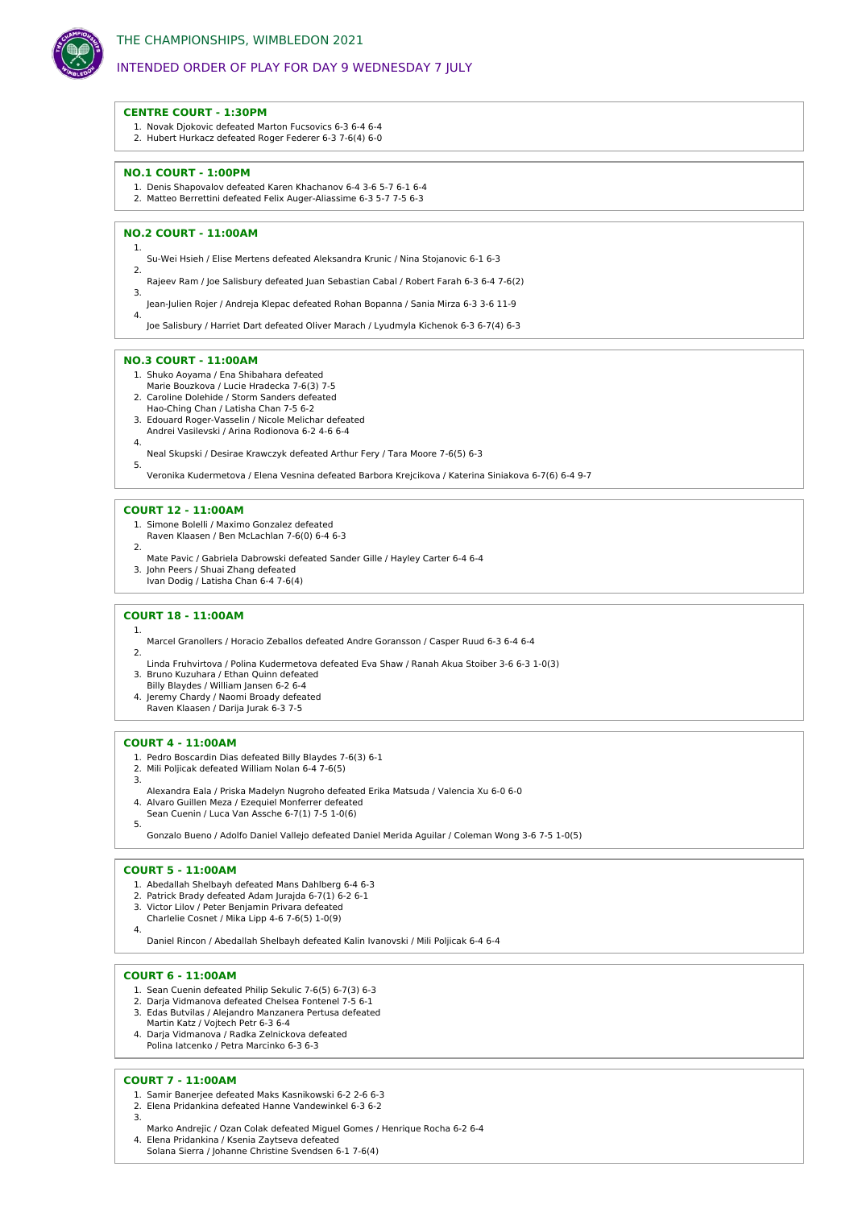# THE CHAMPIONSHIPS, WIMBLEDON 2021

## INTENDED ORDER OF PLAY FOR DAY 9 WEDNESDAY 7 JULY

### CENTRE COURT - 1:30PM

1. Novak Djokovic defeated Marton Fucsovics 6-3 6-4 6-4
2. Hubert Hurkacz defeated Roger Federer 6-3 7-6(4) 6-0

### NO.1 COURT - 1:00PM

1. Denis Shapovalov defeated Karen Khachanov 6-4 3-6 5-7 6-1 6-4
2. Matteo Berrettini defeated Felix Auger-Aliassime 6-3 5-7 7-5 6-3

### NO.2 COURT - 11:00AM

1. Su-Wei Hsieh / Elise Mertens defeated Aleksandra Krunic / Nina Stojanovic 6-1 6-3
2. Rajeev Ram / Joe Salisbury defeated Juan Sebastian Cabal / Robert Farah 6-3 6-4 7-6(2)
3. Jean-Julien Rojer / Andreja Klepac defeated Rohan Bopanna / Sania Mirza 6-3 3-6 11-9
4. Joe Salisbury / Harriet Dart defeated Oliver Marach / Lyudmyla Kichenok 6-3 6-7(4) 6-3

### NO.3 COURT - 11:00AM

1. Shuko Aoyama / Ena Shibahara defeated Marie Bouzkova / Lucie Hradecka 7-6(3) 7-5
2. Caroline Dolehide / Storm Sanders defeated Hao-Ching Chan / Latisha Chan 7-5 6-2
3. Edouard Roger-Vasselin / Nicole Melichar defeated Andrei Vasilevski / Arina Rodionova 6-2 4-6 6-4
4. Neal Skupski / Desirae Krawczyk defeated Arthur Fery / Tara Moore 7-6(5) 6-3
5. Veronika Kudermetova / Elena Vesnina defeated Barbora Krejcikova / Katerina Siniakova 6-7(6) 6-4 9-7

### COURT 12 - 11:00AM

1. Simone Bolelli / Maximo Gonzalez defeated Raven Klaasen / Ben McLachlan 7-6(0) 6-4 6-3
2. Mate Pavic / Gabriela Dabrowski defeated Sander Gille / Hayley Carter 6-4 6-4
3. John Peers / Shuai Zhang defeated Ivan Dodig / Latisha Chan 6-4 7-6(4)

### COURT 18 - 11:00AM

1. Marcel Granollers / Horacio Zeballos defeated Andre Goransson / Casper Ruud 6-3 6-4 6-4
2. Linda Fruhvirtova / Polina Kudermetova defeated Eva Shaw / Ranah Akua Stoiber 3-6 6-3 1-0(3)
3. Bruno Kuzuhara / Ethan Quinn defeated Billy Blaydes / William Jansen 6-2 6-4
4. Jeremy Chardy / Naomi Broady defeated Raven Klaasen / Darija Jurak 6-3 7-5

### COURT 4 - 11:00AM

1. Pedro Boscardin Dias defeated Billy Blaydes 7-6(3) 6-1
2. Mili Poljicak defeated William Nolan 6-4 7-6(5)
3. Alexandra Eala / Priska Madelyn Nugroho defeated Erika Matsuda / Valencia Xu 6-0 6-0
4. Alvaro Guillen Meza / Ezequiel Monferrer defeated Sean Cuenin / Luca Van Assche 6-7(1) 7-5 1-0(6)
5. Gonzalo Bueno / Adolfo Daniel Vallejo defeated Daniel Merida Aguilar / Coleman Wong 3-6 7-5 1-0(5)

### COURT 5 - 11:00AM

1. Abedallah Shelbayh defeated Mans Dahlberg 6-4 6-3
2. Patrick Brady defeated Adam Jurajda 6-7(1) 6-2 6-1
3. Victor Lilov / Peter Benjamin Privara defeated Charlelie Cosnet / Mika Lipp 4-6 7-6(5) 1-0(9)
4. Daniel Rincon / Abedallah Shelbayh defeated Kalin Ivanovski / Mili Poljicak 6-4 6-4

### COURT 6 - 11:00AM

1. Sean Cuenin defeated Philip Sekulic 7-6(5) 6-7(3) 6-3
2. Darja Vidmanova defeated Chelsea Fontenel 7-5 6-1
3. Edas Butvilas / Alejandro Manzanera Pertusa defeated Martin Katz / Vojtech Petr 6-3 6-4
4. Darja Vidmanova / Radka Zelnickova defeated Polina Iatcenko / Petra Marcinko 6-3 6-3

### COURT 7 - 11:00AM

1. Samir Banerjee defeated Maks Kasnikowski 6-2 2-6 6-3
2. Elena Pridankina defeated Hanne Vandewinkel 6-3 6-2
3. Marko Andrejic / Ozan Colak defeated Miguel Gomes / Henrique Rocha 6-2 6-4
4. Elena Pridankina / Ksenia Zaytseva defeated Solana Sierra / Johanne Christine Svendsen 6-1 7-6(4)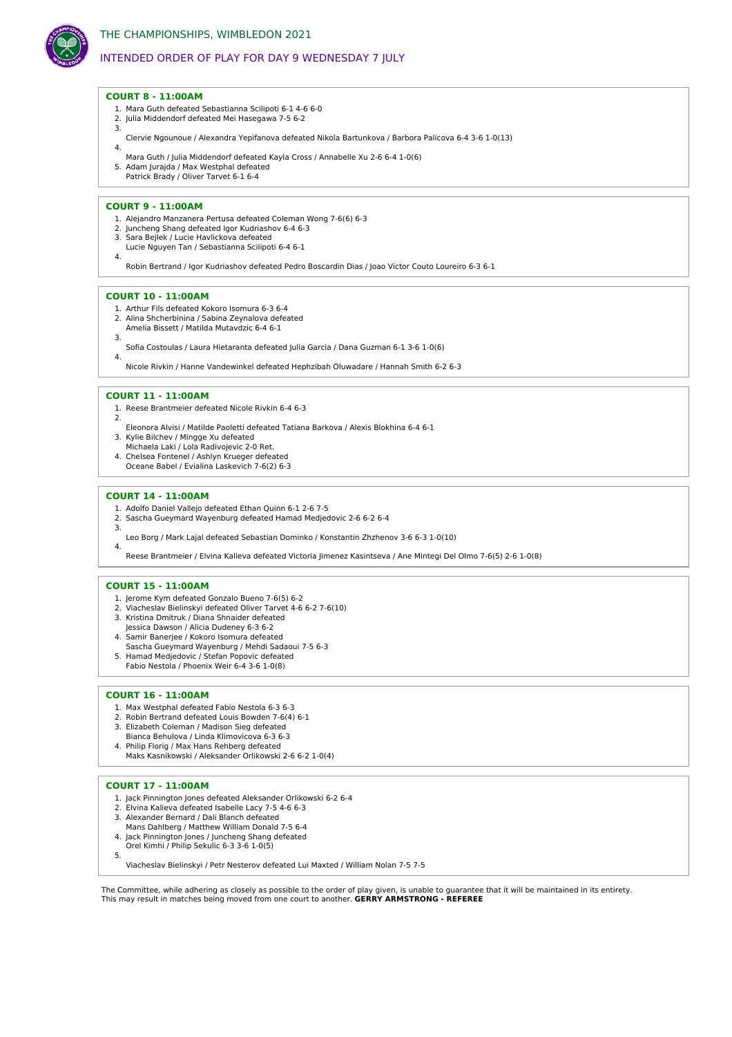# THE CHAMPIONSHIPS, WIMBLEDON 2021

## INTENDED ORDER OF PLAY FOR DAY 9 WEDNESDAY 7 JULY

### COURT 8 - 11:00AM

1. Mara Guth defeated Sebastianna Scilipoti 6-1 4-6 6-0
2. Julia Middendorf defeated Mei Hasegawa 7-5 6-2
3. Clervie Ngounoue / Alexandra Yepifanova defeated Nikola Bartunkova / Barbora Palicova 6-4 3-6 1-0(13)
4. Mara Guth / Julia Middendorf defeated Kayla Cross / Annabelle Xu 2-6 6-4 1-0(6)
5. Adam Jurajda / Max Westphal defeated Patrick Brady / Oliver Tarvet 6-1 6-4

### COURT 9 - 11:00AM

1. Alejandro Manzanera Pertusa defeated Coleman Wong 7-6(6) 6-3
2. Juncheng Shang defeated Igor Kudriashov 6-4 6-3
3. Sara Bejlek / Lucie Havlickova defeated Lucie Nguyen Tan / Sebastianna Scilipoti 6-4 6-1
4. Robin Bertrand / Igor Kudriashov defeated Pedro Boscardin Dias / Joao Victor Couto Loureiro 6-3 6-1

### COURT 10 - 11:00AM

1. Arthur Fils defeated Kokoro Isomura 6-3 6-4
2. Alina Shcherbinina / Sabina Zeynalova defeated Amelia Bissett / Matilda Mutavdzic 6-4 6-1
3. Sofia Costoulas / Laura Hietaranta defeated Julia Garcia / Dana Guzman 6-1 3-6 1-0(6)
4. Nicole Rivkin / Hanne Vandewinkel defeated Hephzibah Oluwadare / Hannah Smith 6-2 6-3

### COURT 11 - 11:00AM

1. Reese Brantmeier defeated Nicole Rivkin 6-4 6-3
2. Eleonora Alvisi / Matilde Paoletti defeated Tatiana Barkova / Alexis Blokhina 6-4 6-1
3. Kylie Bilchev / Mingge Xu defeated Michaela Laki / Lola Radivojevic 2-0 Ret.
4. Chelsea Fontenel / Ashlyn Krueger defeated Oceane Babel / Evialina Laskevich 7-6(2) 6-3

### COURT 14 - 11:00AM

1. Adolfo Daniel Vallejo defeated Ethan Quinn 6-1 2-6 7-5
2. Sascha Gueymard Wayenburg defeated Hamad Medjedovic 2-6 6-2 6-4
3. Leo Borg / Mark Lajal defeated Sebastian Dominko / Konstantin Zhzhenov 3-6 6-3 1-0(10)
4. Reese Brantmeier / Elvina Kalieva defeated Victoria Jimenez Kasintseva / Ane Mintegi Del Olmo 7-6(5) 2-6 1-0(8)

### COURT 15 - 11:00AM

1. Jerome Kym defeated Gonzalo Bueno 7-6(5) 6-2
2. Viacheslav Bielinskyi defeated Oliver Tarvet 4-6 6-2 7-6(10)
3. Kristina Dmitruk / Diana Shnaider defeated Jessica Dawson / Alicia Dudeney 6-3 6-2
4. Samir Banerjee / Kokoro Isomura defeated Sascha Gueymard Wayenburg / Mehdi Sadaoui 7-5 6-3
5. Hamad Medjedovic / Stefan Popovic defeated Fabio Nestola / Phoenix Weir 6-4 3-6 1-0(8)

### COURT 16 - 11:00AM

1. Max Westphal defeated Fabio Nestola 6-3 6-3
2. Robin Bertrand defeated Louis Bowden 7-6(4) 6-1
3. Elizabeth Coleman / Madison Sieg defeated Bianca Behulova / Linda Klimovicova 6-3 6-3
4. Philip Florig / Max Hans Rehberg defeated Maks Kasnikowski / Aleksander Orlikowski 2-6 6-2 1-0(4)

### COURT 17 - 11:00AM

1. Jack Pinnington Jones defeated Aleksander Orlikowski 6-2 6-4
2. Elvina Kalieva defeated Isabelle Lacy 7-5 4-6 6-3
3. Alexander Bernard / Dali Blanch defeated Mans Dahlberg / Matthew William Donald 7-5 6-4
4. Jack Pinnington Jones / Juncheng Shang defeated Orel Kimhi / Philip Sekulic 6-3 3-6 1-0(5)
5. Viacheslav Bielinskyi / Petr Nesterov defeated Lui Maxted / William Nolan 7-5 7-5

The Committee, while adhering as closely as possible to the order of play given, is unable to guarantee that it will be maintained in its entirety. This may result in matches being moved from one court to another. **GERRY ARMSTRONG - REFEREE**